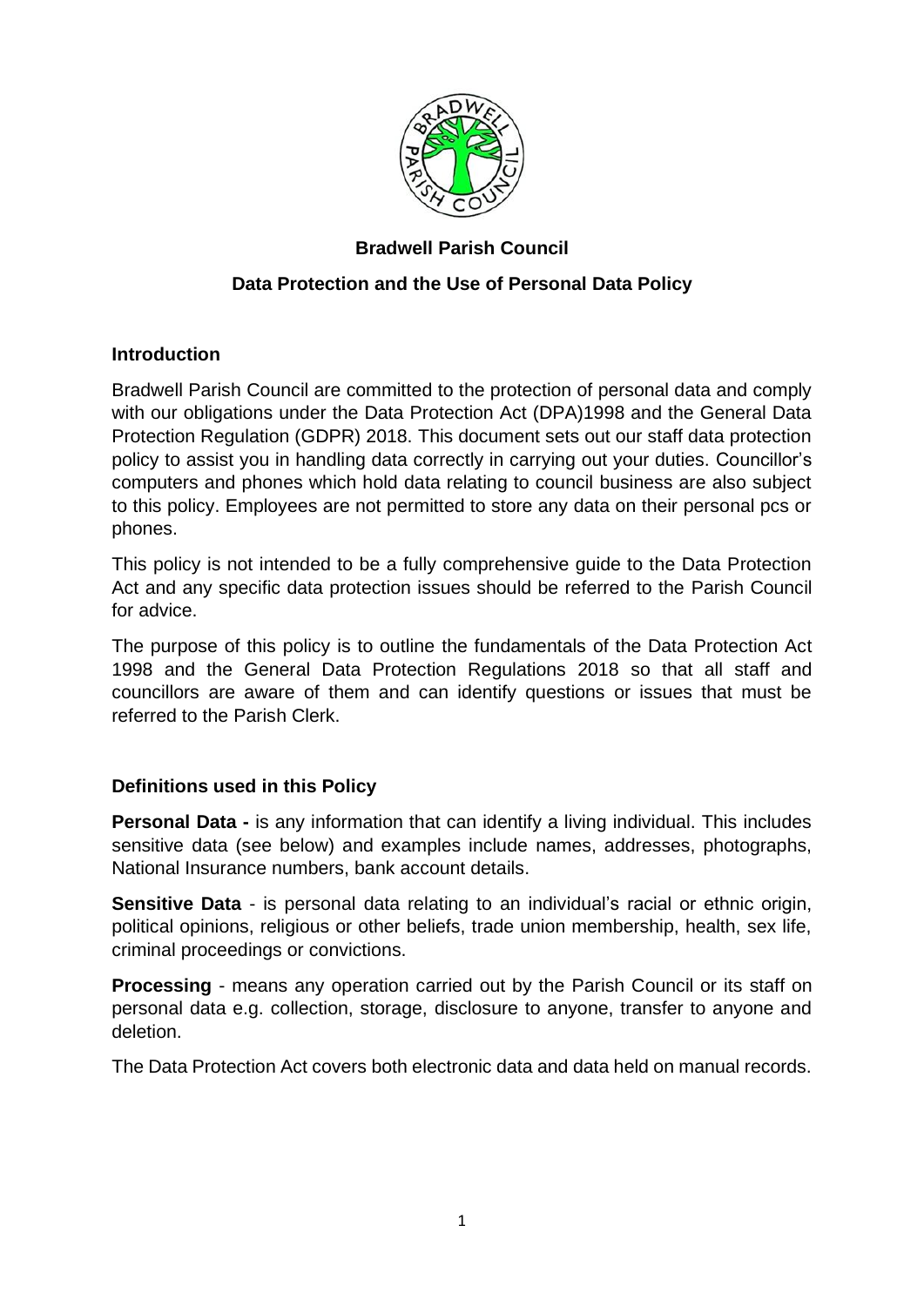**Bradwell Parish Council**

**Data Protection and the Use of Personal Data Policy**

## Introduction

Bradwell Parish Council are committed to the protection of personal data and comply with our obligations under the Data Protection Act (DPA)1998 and the General Data Protection Regulation (GDPR) 2018. This document sets out our staff data protection policy to assist you in handling data correctly in carrying out your duties. Councillor's computers and phones which hold data relating to council business are also subject to this policy. Employees are not permitted to store any data on their personal pcs or phones.

This policy is not intended to be a fully comprehensive guide to the Data Protection Act and any specific data protection issues should be referred to the Parish Council for advice.

The purpose of this policy is to outline the fundamentals of the Data Protection Act 1998 and the General Data Protection Regulations 2018 so that all staff and councillors are aware of them and can identify questions or issues that must be referred to the Parish Clerk.

## Definitions used in this Policy

**Personal Data -** is any information that can identify a living individual. This includes sensitive data (see below) and examples include names, addresses, photographs, National Insurance numbers, bank account details.

**Sensitive Data** - is personal data relating to an individual's racial or ethnic origin, political opinions, religious or other beliefs, trade union membership, health, sex life, criminal proceedings or convictions.

**Processing** - means any operation carried out by the Parish Council or its staff on personal data e.g. collection, storage, disclosure to anyone, transfer to anyone and deletion.

The Data Protection Act covers both electronic data and data held on manual records.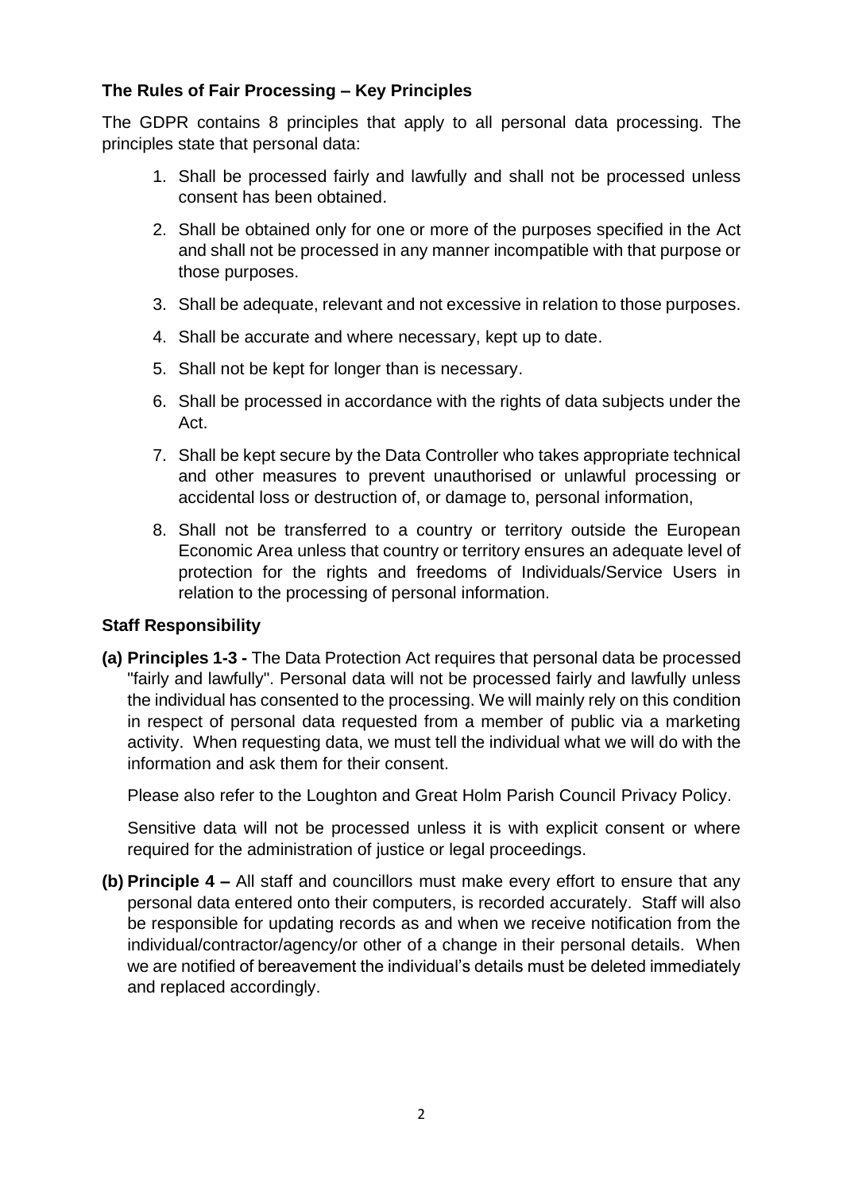### The Rules of Fair Processing – Key Principles

The GDPR contains 8 principles that apply to all personal data processing. The principles state that personal data:

1. Shall be processed fairly and lawfully and shall not be processed unless consent has been obtained.
2. Shall be obtained only for one or more of the purposes specified in the Act and shall not be processed in any manner incompatible with that purpose or those purposes.
3. Shall be adequate, relevant and not excessive in relation to those purposes.
4. Shall be accurate and where necessary, kept up to date.
5. Shall not be kept for longer than is necessary.
6. Shall be processed in accordance with the rights of data subjects under the Act.
7. Shall be kept secure by the Data Controller who takes appropriate technical and other measures to prevent unauthorised or unlawful processing or accidental loss or destruction of, or damage to, personal information,
8. Shall not be transferred to a country or territory outside the European Economic Area unless that country or territory ensures an adequate level of protection for the rights and freedoms of Individuals/Service Users in relation to the processing of personal information.

### Staff Responsibility

**(a) Principles 1-3 -** The Data Protection Act requires that personal data be processed "fairly and lawfully". Personal data will not be processed fairly and lawfully unless the individual has consented to the processing. We will mainly rely on this condition in respect of personal data requested from a member of public via a marketing activity. When requesting data, we must tell the individual what we will do with the information and ask them for their consent.

Please also refer to the Loughton and Great Holm Parish Council Privacy Policy.

Sensitive data will not be processed unless it is with explicit consent or where required for the administration of justice or legal proceedings.

**(b) Principle 4 –** All staff and councillors must make every effort to ensure that any personal data entered onto their computers, is recorded accurately. Staff will also be responsible for updating records as and when we receive notification from the individual/contractor/agency/or other of a change in their personal details. When we are notified of bereavement the individual's details must be deleted immediately and replaced accordingly.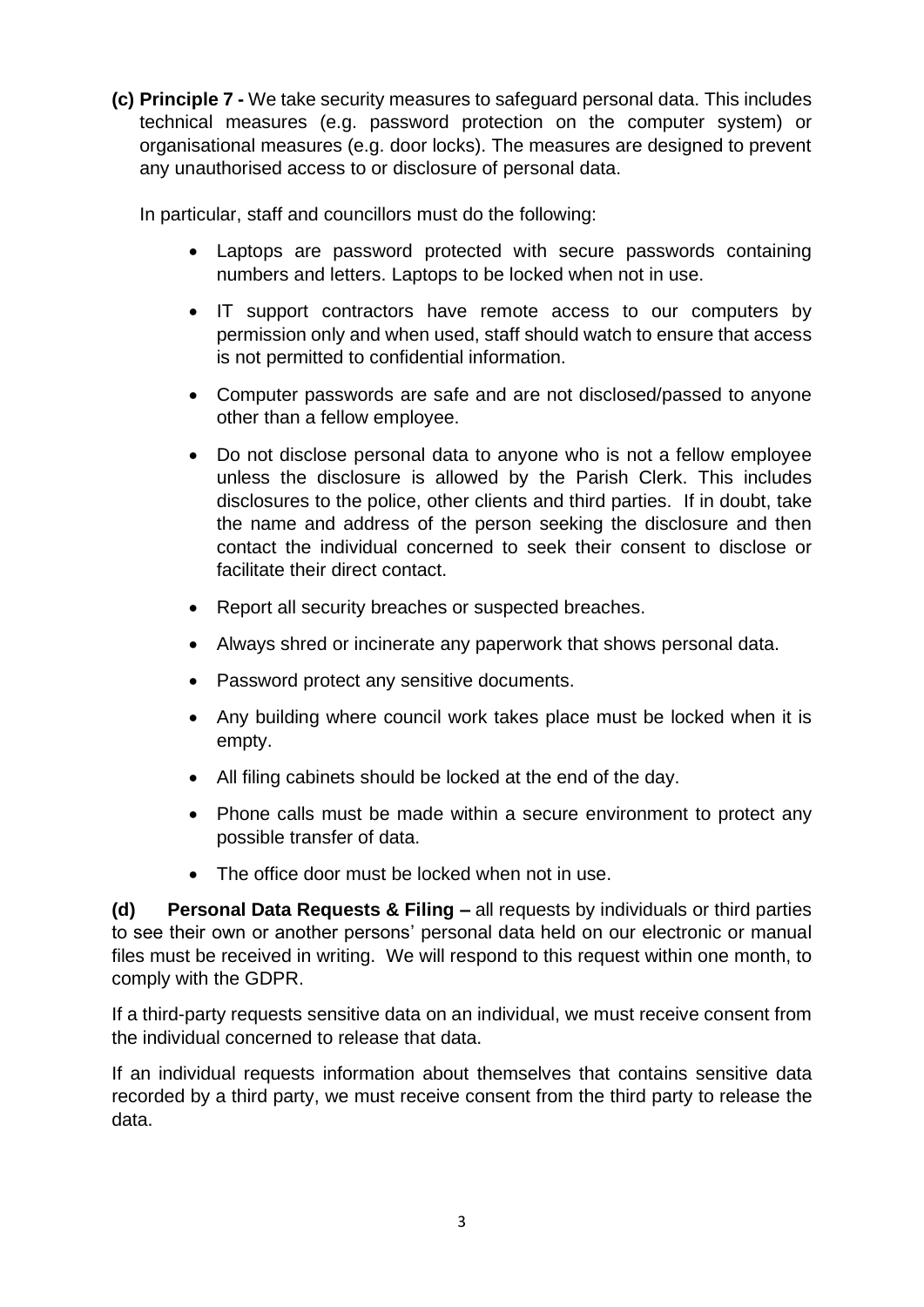**(c) Principle 7 -** We take security measures to safeguard personal data. This includes technical measures (e.g. password protection on the computer system) or organisational measures (e.g. door locks). The measures are designed to prevent any unauthorised access to or disclosure of personal data.

In particular, staff and councillors must do the following:

- Laptops are password protected with secure passwords containing numbers and letters. Laptops to be locked when not in use.
- IT support contractors have remote access to our computers by permission only and when used, staff should watch to ensure that access is not permitted to confidential information.
- Computer passwords are safe and are not disclosed/passed to anyone other than a fellow employee.
- Do not disclose personal data to anyone who is not a fellow employee unless the disclosure is allowed by the Parish Clerk. This includes disclosures to the police, other clients and third parties. If in doubt, take the name and address of the person seeking the disclosure and then contact the individual concerned to seek their consent to disclose or facilitate their direct contact.
- Report all security breaches or suspected breaches.
- Always shred or incinerate any paperwork that shows personal data.
- Password protect any sensitive documents.
- Any building where council work takes place must be locked when it is empty.
- All filing cabinets should be locked at the end of the day.
- Phone calls must be made within a secure environment to protect any possible transfer of data.
- The office door must be locked when not in use.

**(d) Personal Data Requests & Filing –** all requests by individuals or third parties to see their own or another persons' personal data held on our electronic or manual files must be received in writing. We will respond to this request within one month, to comply with the GDPR.

If a third-party requests sensitive data on an individual, we must receive consent from the individual concerned to release that data.

If an individual requests information about themselves that contains sensitive data recorded by a third party, we must receive consent from the third party to release the data.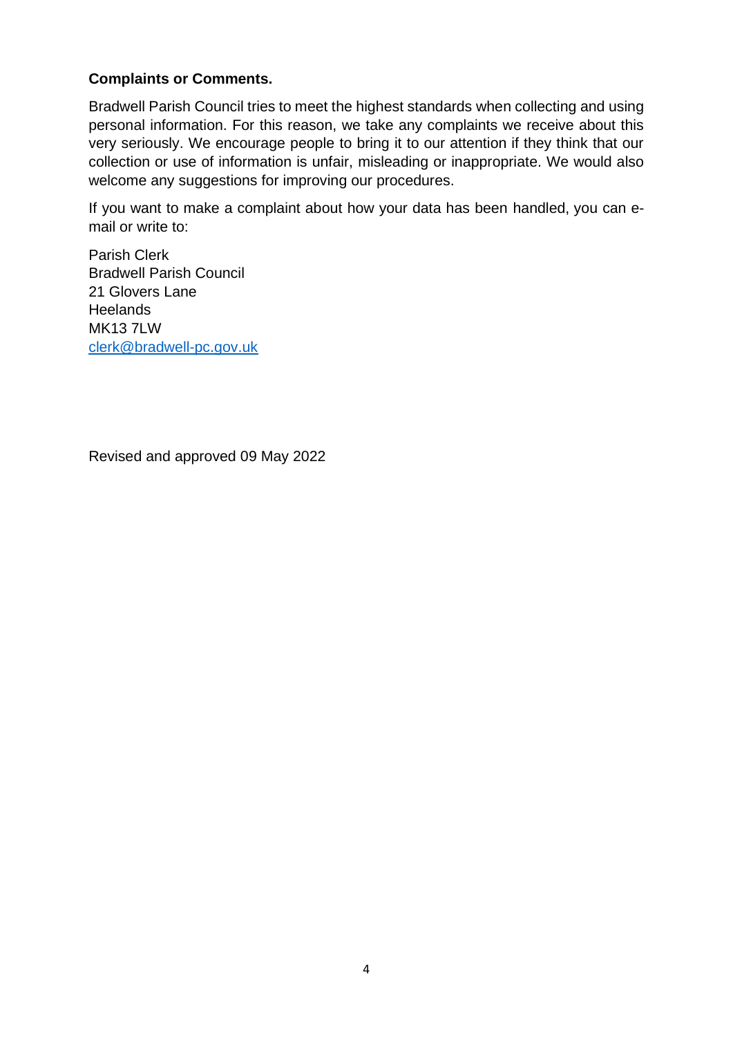**Complaints or Comments.**

Bradwell Parish Council tries to meet the highest standards when collecting and using personal information. For this reason, we take any complaints we receive about this very seriously. We encourage people to bring it to our attention if they think that our collection or use of information is unfair, misleading or inappropriate. We would also welcome any suggestions for improving our procedures.

If you want to make a complaint about how your data has been handled, you can e-mail or write to:

Parish Clerk  
Bradwell Parish Council  
21 Glovers Lane  
Heelands  
MK13 7LW  
clerk@bradwell-pc.gov.uk

Revised and approved 09 May 2022